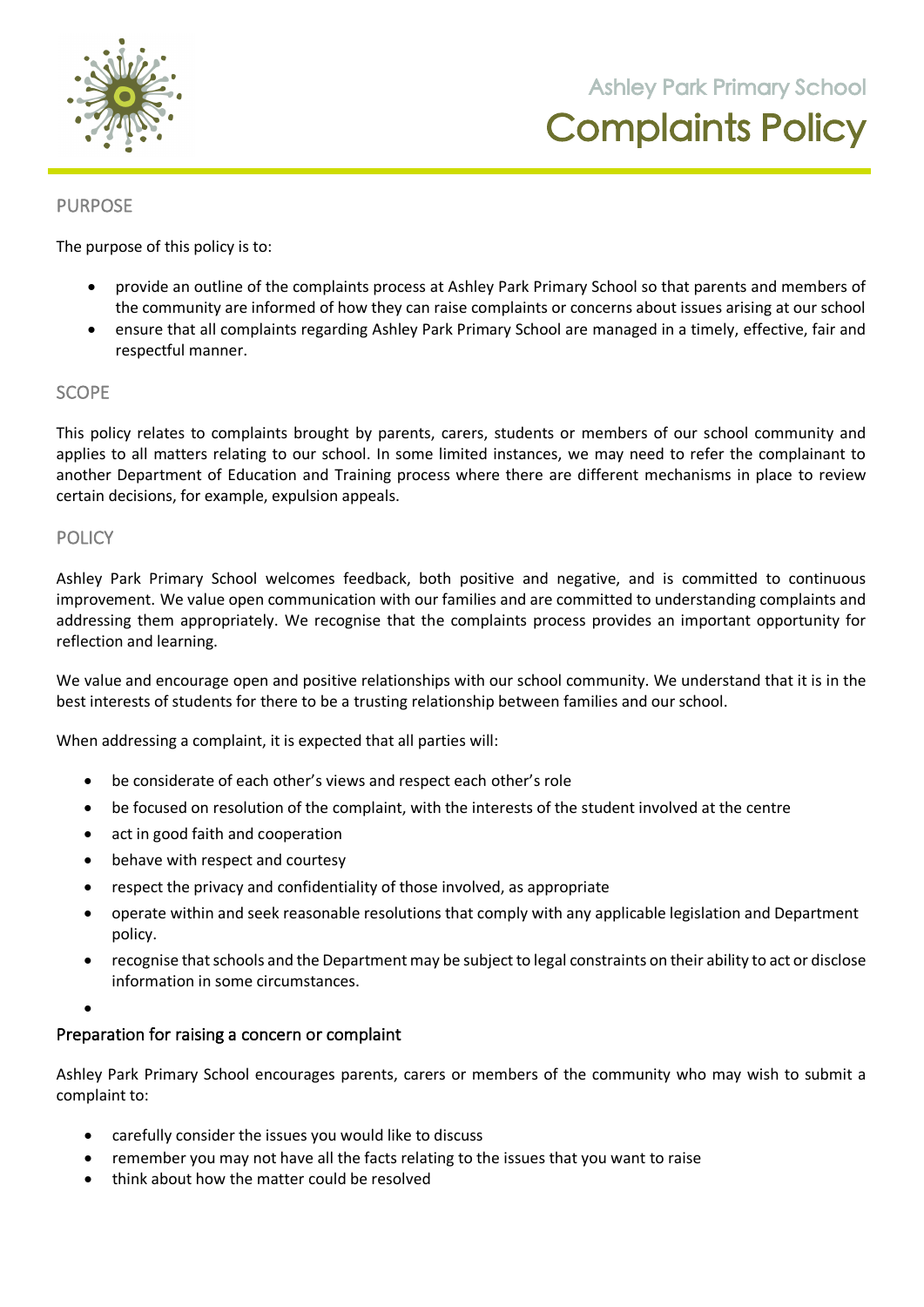# Ashley Park Primary School

# Complaints Policy

## PURPOSE

The purpose of this policy is to:

- provide an outline of the complaints process at Ashley Park Primary School so that parents and members of the community are informed of how they can raise complaints or concerns about issues arising at our school
- ensure that all complaints regarding Ashley Park Primary School are managed in a timely, effective, fair and respectful manner.

## SCOPE

This policy relates to complaints brought by parents, carers, students or members of our school community and applies to all matters relating to our school. In some limited instances, we may need to refer the complainant to another Department of Education and Training process where there are different mechanisms in place to review certain decisions, for example, expulsion appeals.

## POLICY

Ashley Park Primary School welcomes feedback, both positive and negative, and is committed to continuous improvement. We value open communication with our families and are committed to understanding complaints and addressing them appropriately. We recognise that the complaints process provides an important opportunity for reflection and learning.

We value and encourage open and positive relationships with our school community. We understand that it is in the best interests of students for there to be a trusting relationship between families and our school.

When addressing a complaint, it is expected that all parties will:

- be considerate of each other's views and respect each other's role
- be focused on resolution of the complaint, with the interests of the student involved at the centre
- act in good faith and cooperation
- behave with respect and courtesy
- respect the privacy and confidentiality of those involved, as appropriate
- operate within and seek reasonable resolutions that comply with any applicable legislation and Department policy.
- recognise that schools and the Department may be subject to legal constraints on their ability to act or disclose information in some circumstances.

### Preparation for raising a concern or complaint

Ashley Park Primary School encourages parents, carers or members of the community who may wish to submit a complaint to:

- carefully consider the issues you would like to discuss
- remember you may not have all the facts relating to the issues that you want to raise
- think about how the matter could be resolved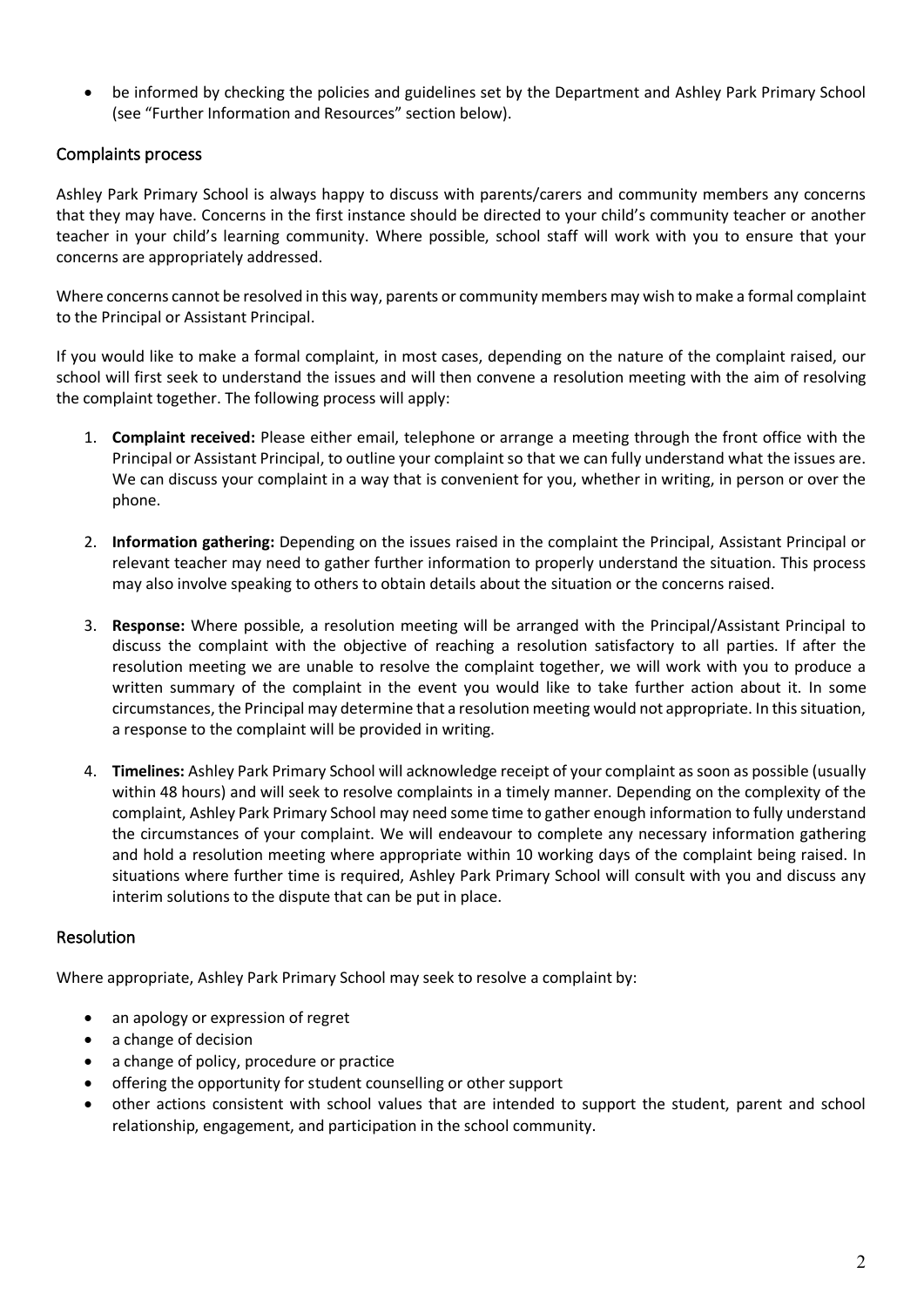- be informed by checking the policies and guidelines set by the Department and Ashley Park Primary School (see "Further Information and Resources" section below).

## Complaints process

Ashley Park Primary School is always happy to discuss with parents/carers and community members any concerns that they may have. Concerns in the first instance should be directed to your child's community teacher or another teacher in your child's learning community. Where possible, school staff will work with you to ensure that your concerns are appropriately addressed.

Where concerns cannot be resolved in this way, parents or community members may wish to make a formal complaint to the Principal or Assistant Principal.

If you would like to make a formal complaint, in most cases, depending on the nature of the complaint raised, our school will first seek to understand the issues and will then convene a resolution meeting with the aim of resolving the complaint together. The following process will apply:

1. **Complaint received:** Please either email, telephone or arrange a meeting through the front office with the Principal or Assistant Principal, to outline your complaint so that we can fully understand what the issues are. We can discuss your complaint in a way that is convenient for you, whether in writing, in person or over the phone.

2. **Information gathering:** Depending on the issues raised in the complaint the Principal, Assistant Principal or relevant teacher may need to gather further information to properly understand the situation. This process may also involve speaking to others to obtain details about the situation or the concerns raised.

3. **Response:** Where possible, a resolution meeting will be arranged with the Principal/Assistant Principal to discuss the complaint with the objective of reaching a resolution satisfactory to all parties. If after the resolution meeting we are unable to resolve the complaint together, we will work with you to produce a written summary of the complaint in the event you would like to take further action about it. In some circumstances, the Principal may determine that a resolution meeting would not appropriate. In this situation, a response to the complaint will be provided in writing.

4. **Timelines:** Ashley Park Primary School will acknowledge receipt of your complaint as soon as possible (usually within 48 hours) and will seek to resolve complaints in a timely manner. Depending on the complexity of the complaint, Ashley Park Primary School may need some time to gather enough information to fully understand the circumstances of your complaint. We will endeavour to complete any necessary information gathering and hold a resolution meeting where appropriate within 10 working days of the complaint being raised. In situations where further time is required, Ashley Park Primary School will consult with you and discuss any interim solutions to the dispute that can be put in place.

## Resolution

Where appropriate, Ashley Park Primary School may seek to resolve a complaint by:

- an apology or expression of regret
- a change of decision
- a change of policy, procedure or practice
- offering the opportunity for student counselling or other support
- other actions consistent with school values that are intended to support the student, parent and school relationship, engagement, and participation in the school community.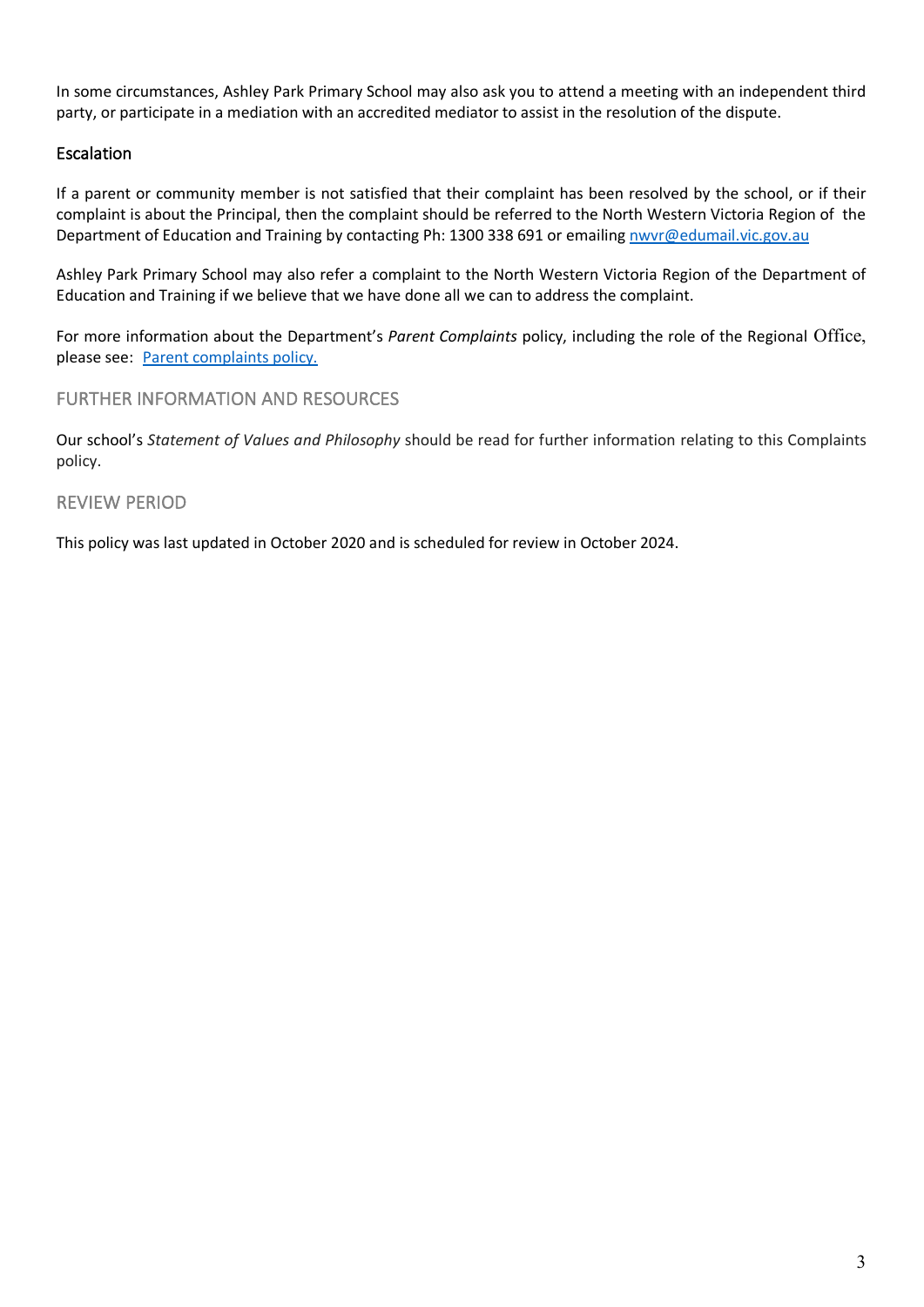In some circumstances, Ashley Park Primary School may also ask you to attend a meeting with an independent third party, or participate in a mediation with an accredited mediator to assist in the resolution of the dispute.

### Escalation

If a parent or community member is not satisfied that their complaint has been resolved by the school, or if their complaint is about the Principal, then the complaint should be referred to the North Western Victoria Region of the Department of Education and Training by contacting Ph: 1300 338 691 or emailing [nwvr@edumail.vic.gov.au](mailto:nwvr@edumail.vic.gov.au)

Ashley Park Primary School may also refer a complaint to the North Western Victoria Region of the Department of Education and Training if we believe that we have done all we can to address the complaint.

For more information about the Department's *Parent Complaints* policy, including the role of the Regional Office, please see: [Parent complaints policy.]()

## FURTHER INFORMATION AND RESOURCES

Our school's *Statement of Values and Philosophy* should be read for further information relating to this Complaints policy.

## REVIEW PERIOD

This policy was last updated in October 2020 and is scheduled for review in October 2024.